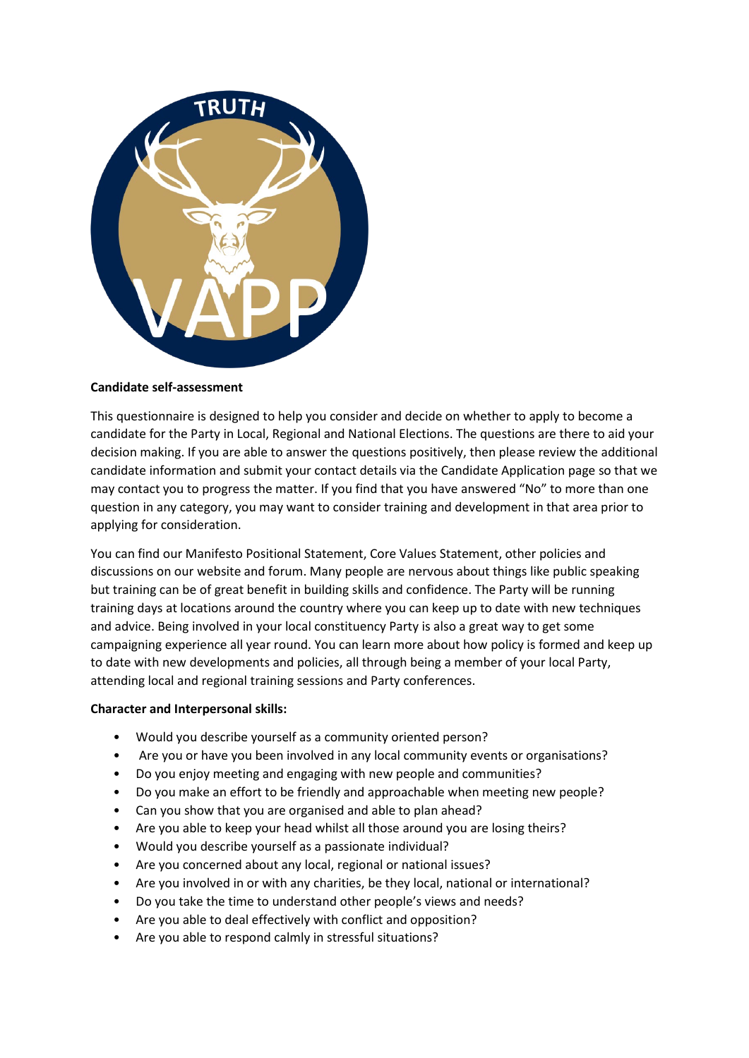**Candidate self-assessment**

This questionnaire is designed to help you consider and decide on whether to apply to become a candidate for the Party in Local, Regional and National Elections. The questions are there to aid your decision making. If you are able to answer the questions positively, then please review the additional candidate information and submit your contact details via the Candidate Application page so that we may contact you to progress the matter. If you find that you have answered "No" to more than one question in any category, you may want to consider training and development in that area prior to applying for consideration.

You can find our Manifesto Positional Statement, Core Values Statement, other policies and discussions on our website and forum. Many people are nervous about things like public speaking but training can be of great benefit in building skills and confidence. The Party will be running training days at locations around the country where you can keep up to date with new techniques and advice. Being involved in your local constituency Party is also a great way to get some campaigning experience all year round. You can learn more about how policy is formed and keep up to date with new developments and policies, all through being a member of your local Party, attending local and regional training sessions and Party conferences.

**Character and Interpersonal skills:**

- Would you describe yourself as a community oriented person?
- Are you or have you been involved in any local community events or organisations?
- Do you enjoy meeting and engaging with new people and communities?
- Do you make an effort to be friendly and approachable when meeting new people?
- Can you show that you are organised and able to plan ahead?
- Are you able to keep your head whilst all those around you are losing theirs?
- Would you describe yourself as a passionate individual?
- Are you concerned about any local, regional or national issues?
- Are you involved in or with any charities, be they local, national or international?
- Do you take the time to understand other people's views and needs?
- Are you able to deal effectively with conflict and opposition?
- Are you able to respond calmly in stressful situations?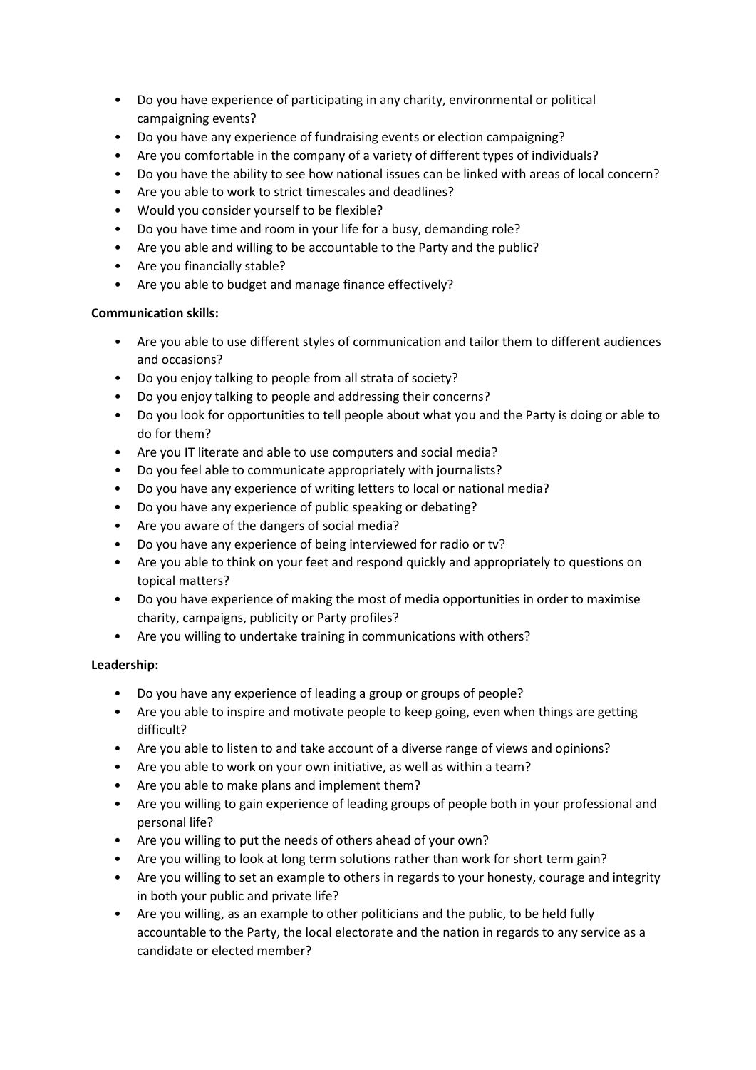- Do you have experience of participating in any charity, environmental or political campaigning events?
- Do you have any experience of fundraising events or election campaigning?
- Are you comfortable in the company of a variety of different types of individuals?
- Do you have the ability to see how national issues can be linked with areas of local concern?
- Are you able to work to strict timescales and deadlines?
- Would you consider yourself to be flexible?
- Do you have time and room in your life for a busy, demanding role?
- Are you able and willing to be accountable to the Party and the public?
- Are you financially stable?
- Are you able to budget and manage finance effectively?

**Communication skills:**

- Are you able to use different styles of communication and tailor them to different audiences and occasions?
- Do you enjoy talking to people from all strata of society?
- Do you enjoy talking to people and addressing their concerns?
- Do you look for opportunities to tell people about what you and the Party is doing or able to do for them?
- Are you IT literate and able to use computers and social media?
- Do you feel able to communicate appropriately with journalists?
- Do you have any experience of writing letters to local or national media?
- Do you have any experience of public speaking or debating?
- Are you aware of the dangers of social media?
- Do you have any experience of being interviewed for radio or tv?
- Are you able to think on your feet and respond quickly and appropriately to questions on topical matters?
- Do you have experience of making the most of media opportunities in order to maximise charity, campaigns, publicity or Party profiles?
- Are you willing to undertake training in communications with others?

**Leadership:**

- Do you have any experience of leading a group or groups of people?
- Are you able to inspire and motivate people to keep going, even when things are getting difficult?
- Are you able to listen to and take account of a diverse range of views and opinions?
- Are you able to work on your own initiative, as well as within a team?
- Are you able to make plans and implement them?
- Are you willing to gain experience of leading groups of people both in your professional and personal life?
- Are you willing to put the needs of others ahead of your own?
- Are you willing to look at long term solutions rather than work for short term gain?
- Are you willing to set an example to others in regards to your honesty, courage and integrity in both your public and private life?
- Are you willing, as an example to other politicians and the public, to be held fully accountable to the Party, the local electorate and the nation in regards to any service as a candidate or elected member?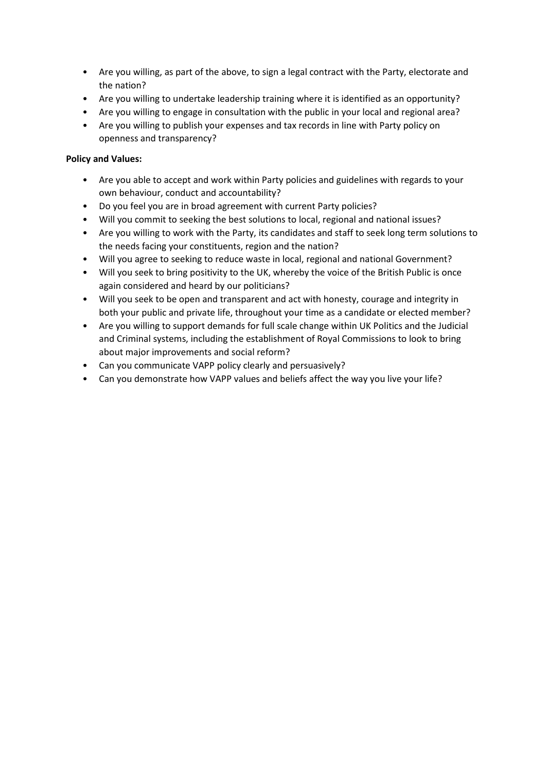- Are you willing, as part of the above, to sign a legal contract with the Party, electorate and the nation?
- Are you willing to undertake leadership training where it is identified as an opportunity?
- Are you willing to engage in consultation with the public in your local and regional area?
- Are you willing to publish your expenses and tax records in line with Party policy on openness and transparency?

**Policy and Values:**

- Are you able to accept and work within Party policies and guidelines with regards to your own behaviour, conduct and accountability?
- Do you feel you are in broad agreement with current Party policies?
- Will you commit to seeking the best solutions to local, regional and national issues?
- Are you willing to work with the Party, its candidates and staff to seek long term solutions to the needs facing your constituents, region and the nation?
- Will you agree to seeking to reduce waste in local, regional and national Government?
- Will you seek to bring positivity to the UK, whereby the voice of the British Public is once again considered and heard by our politicians?
- Will you seek to be open and transparent and act with honesty, courage and integrity in both your public and private life, throughout your time as a candidate or elected member?
- Are you willing to support demands for full scale change within UK Politics and the Judicial and Criminal systems, including the establishment of Royal Commissions to look to bring about major improvements and social reform?
- Can you communicate VAPP policy clearly and persuasively?
- Can you demonstrate how VAPP values and beliefs affect the way you live your life?